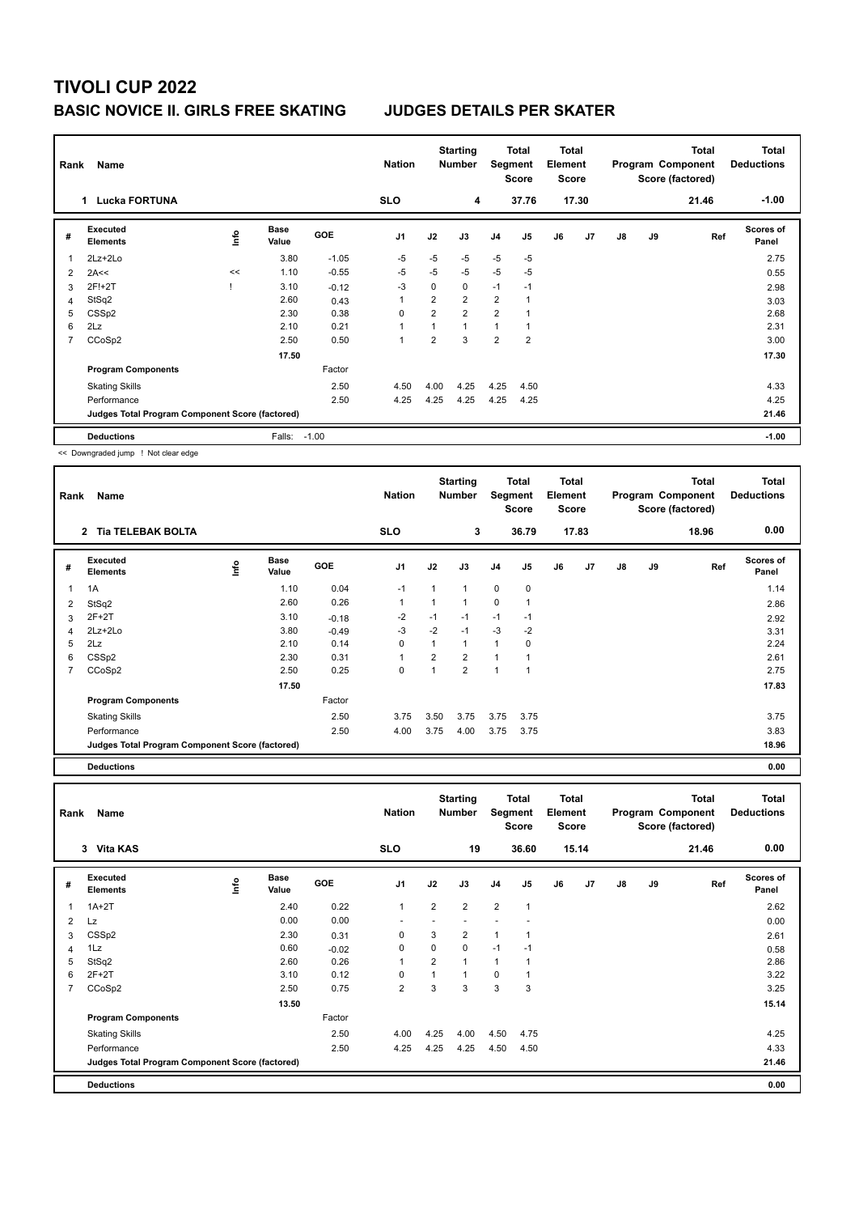# TIVOLI CUP 2022

## BASIC NOVICE II. GIRLS FREE SKATING JUDGES DETAILS PER SKATER

| Rank | Name | Nation | Starting Number | Total Segment Score | Total Element Score | Total Program Component Score (factored) | Total Deductions |
|---|---|---|---|---|---|---|---|
| 1 | Lucka FORTUNA | SLO | 4 | 37.76 | 17.30 | 21.46 | -1.00 |

| # | Executed Elements | Info | Base Value | GOE | J1 | J2 | J3 | J4 | J5 | J6 | J7 | J8 | J9 | Ref | Scores of Panel |
|---|---|---|---|---|---|---|---|---|---|---|---|---|---|---|---|
| 1 | 2Lz+2Lo | | 3.80 | -1.05 | -5 | -5 | -5 | -5 | -5 | | | | | | 2.75 |
| 2 | 2A<< | << | 1.10 | -0.55 | -5 | -5 | -5 | -5 | -5 | | | | | | 0.55 |
| 3 | 2F!+2T | ! | 3.10 | -0.12 | -3 | 0 | 0 | -1 | -1 | | | | | | 2.98 |
| 4 | StSq2 | | 2.60 | 0.43 | 1 | 2 | 2 | 2 | 1 | | | | | | 3.03 |
| 5 | CSSp2 | | 2.30 | 0.38 | 0 | 2 | 2 | 2 | 1 | | | | | | 2.68 |
| 6 | 2Lz | | 2.10 | 0.21 | 1 | 1 | 1 | 1 | 1 | | | | | | 2.31 |
| 7 | CCoSp2 | | 2.50 | 0.50 | 1 | 2 | 3 | 2 | 2 | | | | | | 3.00 |
| | | | 17.50 | | | | | | | | | | | | 17.30 |
| | **Program Components** | | | Factor | | | | | | | | | | | |
| | Skating Skills | | | 2.50 | 4.50 | 4.00 | 4.25 | 4.25 | 4.50 | | | | | | 4.33 |
| | Performance | | | 2.50 | 4.25 | 4.25 | 4.25 | 4.25 | 4.25 | | | | | | 4.25 |
| | **Judges Total Program Component Score (factored)** | | | | | | | | | | | | | | 21.46 |
| | **Deductions** | | Falls: | -1.00 | | | | | | | | | | | -1.00 |

<< Downgraded jump ! Not clear edge

| Rank | Name | Nation | Starting Number | Total Segment Score | Total Element Score | Total Program Component Score (factored) | Total Deductions |
|---|---|---|---|---|---|---|---|
| 2 | Tia TELEBAK BOLTA | SLO | 3 | 36.79 | 17.83 | 18.96 | 0.00 |

| # | Executed Elements | Info | Base Value | GOE | J1 | J2 | J3 | J4 | J5 | J6 | J7 | J8 | J9 | Ref | Scores of Panel |
|---|---|---|---|---|---|---|---|---|---|---|---|---|---|---|---|
| 1 | 1A | | 1.10 | 0.04 | -1 | 1 | 1 | 0 | 0 | | | | | | 1.14 |
| 2 | StSq2 | | 2.60 | 0.26 | 1 | 1 | 1 | 0 | 1 | | | | | | 2.86 |
| 3 | 2F+2T | | 3.10 | -0.18 | -2 | -1 | -1 | -1 | -1 | | | | | | 2.92 |
| 4 | 2Lz+2Lo | | 3.80 | -0.49 | -3 | -2 | -1 | -3 | -2 | | | | | | 3.31 |
| 5 | 2Lz | | 2.10 | 0.14 | 0 | 1 | 1 | 1 | 0 | | | | | | 2.24 |
| 6 | CSSp2 | | 2.30 | 0.31 | 1 | 2 | 2 | 1 | 1 | | | | | | 2.61 |
| 7 | CCoSp2 | | 2.50 | 0.25 | 0 | 1 | 2 | 1 | 1 | | | | | | 2.75 |
| | | | 17.50 | | | | | | | | | | | | 17.83 |
| | **Program Components** | | | Factor | | | | | | | | | | | |
| | Skating Skills | | | 2.50 | 3.75 | 3.50 | 3.75 | 3.75 | 3.75 | | | | | | 3.75 |
| | Performance | | | 2.50 | 4.00 | 3.75 | 4.00 | 3.75 | 3.75 | | | | | | 3.83 |
| | **Judges Total Program Component Score (factored)** | | | | | | | | | | | | | | 18.96 |
| | **Deductions** | | | | | | | | | | | | | | 0.00 |

| Rank | Name | Nation | Starting Number | Total Segment Score | Total Element Score | Total Program Component Score (factored) | Total Deductions |
|---|---|---|---|---|---|---|---|
| 3 | Vita KAS | SLO | 19 | 36.60 | 15.14 | 21.46 | 0.00 |

| # | Executed Elements | Info | Base Value | GOE | J1 | J2 | J3 | J4 | J5 | J6 | J7 | J8 | J9 | Ref | Scores of Panel |
|---|---|---|---|---|---|---|---|---|---|---|---|---|---|---|---|
| 1 | 1A+2T | | 2.40 | 0.22 | 1 | 2 | 2 | 2 | 1 | | | | | | 2.62 |
| 2 | Lz | | 0.00 | 0.00 | - | - | - | - | - | | | | | | 0.00 |
| 3 | CSSp2 | | 2.30 | 0.31 | 0 | 3 | 2 | 1 | 1 | | | | | | 2.61 |
| 4 | 1Lz | | 0.60 | -0.02 | 0 | 0 | 0 | -1 | -1 | | | | | | 0.58 |
| 5 | StSq2 | | 2.60 | 0.26 | 1 | 2 | 1 | 1 | 1 | | | | | | 2.86 |
| 6 | 2F+2T | | 3.10 | 0.12 | 0 | 1 | 1 | 0 | 1 | | | | | | 3.22 |
| 7 | CCoSp2 | | 2.50 | 0.75 | 2 | 3 | 3 | 3 | 3 | | | | | | 3.25 |
| | | | 13.50 | | | | | | | | | | | | 15.14 |
| | **Program Components** | | | Factor | | | | | | | | | | | |
| | Skating Skills | | | 2.50 | 4.00 | 4.25 | 4.00 | 4.50 | 4.75 | | | | | | 4.25 |
| | Performance | | | 2.50 | 4.25 | 4.25 | 4.25 | 4.50 | 4.50 | | | | | | 4.33 |
| | **Judges Total Program Component Score (factored)** | | | | | | | | | | | | | | 21.46 |
| | **Deductions** | | | | | | | | | | | | | | 0.00 |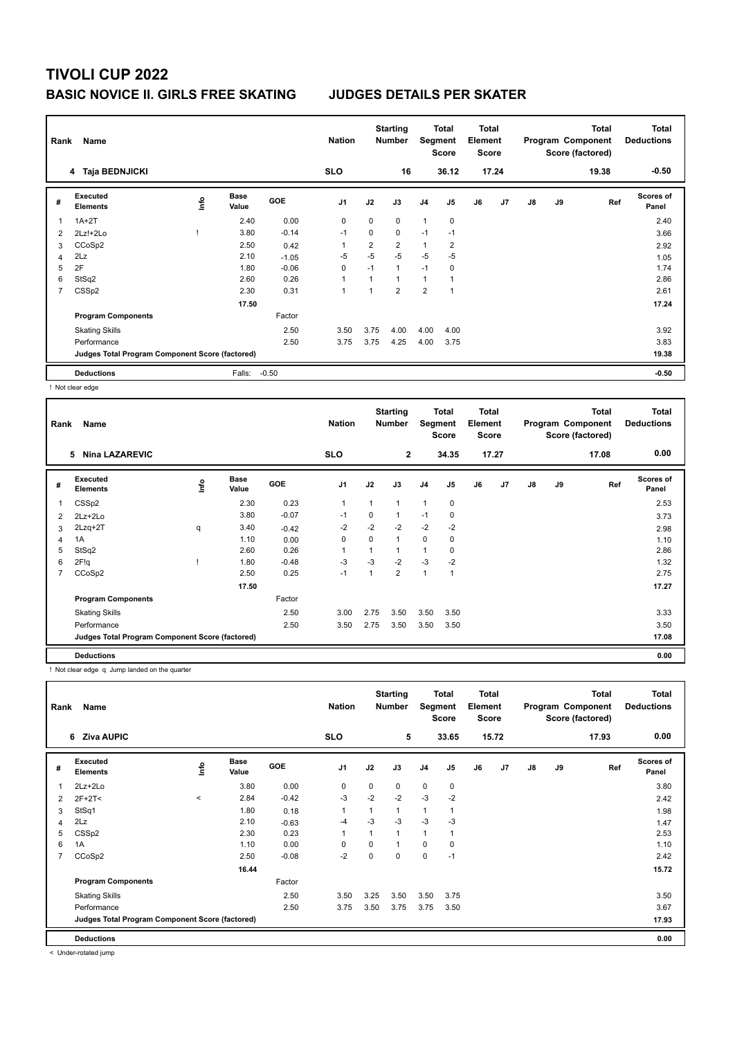# TIVOLI CUP 2022

## BASIC NOVICE II. GIRLS FREE SKATING JUDGES DETAILS PER SKATER

| Rank | Name | Nation | Starting Number | Total Segment Score | Total Element Score | Total Program Component Score (factored) | Total Deductions |
|---|---|---|---|---|---|---|---|
| 4 | Taja BEDNJICKI | SLO | 16 | 36.12 | 17.24 | 19.38 | -0.50 |

| # | Executed Elements | Info | Base Value | GOE | J1 | J2 | J3 | J4 | J5 | J6 | J7 | J8 | J9 | Ref | Scores of Panel |
|---|---|---|---|---|---|---|---|---|---|---|---|---|---|---|---|
| 1 | 1A+2T | | 2.40 | 0.00 | 0 | 0 | 0 | 1 | 0 | | | | | | 2.40 |
| 2 | 2Lz!+2Lo | ! | 3.80 | -0.14 | -1 | 0 | 0 | -1 | -1 | | | | | | 3.66 |
| 3 | CCoSp2 | | 2.50 | 0.42 | 1 | 2 | 2 | 1 | 2 | | | | | | 2.92 |
| 4 | 2Lz | | 2.10 | -1.05 | -5 | -5 | -5 | -5 | -5 | | | | | | 1.05 |
| 5 | 2F | | 1.80 | -0.06 | 0 | -1 | 1 | -1 | 0 | | | | | | 1.74 |
| 6 | StSq2 | | 2.60 | 0.26 | 1 | 1 | 1 | 1 | 1 | | | | | | 2.86 |
| 7 | CSSp2 | | 2.30 | 0.31 | 1 | 1 | 2 | 2 | 1 | | | | | | 2.61 |
| | | | 17.50 | | | | | | | | | | | | 17.24 |
| | **Program Components** | | | Factor | | | | | | | | | | | |
| | Skating Skills | | | 2.50 | 3.50 | 3.75 | 4.00 | 4.00 | 4.00 | | | | | | 3.92 |
| | Performance | | | 2.50 | 3.75 | 3.75 | 4.25 | 4.00 | 3.75 | | | | | | 3.83 |
| | **Judges Total Program Component Score (factored)** | | | | | | | | | | | | | | 19.38 |
| | **Deductions** | | Falls: | -0.50 | | | | | | | | | | | -0.50 |

! Not clear edge

| Rank | Name | Nation | Starting Number | Total Segment Score | Total Element Score | Total Program Component Score (factored) | Total Deductions |
|---|---|---|---|---|---|---|---|
| 5 | Nina LAZAREVIC | SLO | 2 | 34.35 | 17.27 | 17.08 | 0.00 |

| # | Executed Elements | Info | Base Value | GOE | J1 | J2 | J3 | J4 | J5 | J6 | J7 | J8 | J9 | Ref | Scores of Panel |
|---|---|---|---|---|---|---|---|---|---|---|---|---|---|---|---|
| 1 | CSSp2 | | 2.30 | 0.23 | 1 | 1 | 1 | 1 | 0 | | | | | | 2.53 |
| 2 | 2Lz+2Lo | | 3.80 | -0.07 | -1 | 0 | 1 | -1 | 0 | | | | | | 3.73 |
| 3 | 2Lzq+2T | q | 3.40 | -0.42 | -2 | -2 | -2 | -2 | -2 | | | | | | 2.98 |
| 4 | 1A | | 1.10 | 0.00 | 0 | 0 | 1 | 0 | 0 | | | | | | 1.10 |
| 5 | StSq2 | | 2.60 | 0.26 | 1 | 1 | 1 | 1 | 0 | | | | | | 2.86 |
| 6 | 2F!q | ! | 1.80 | -0.48 | -3 | -3 | -2 | -3 | -2 | | | | | | 1.32 |
| 7 | CCoSp2 | | 2.50 | 0.25 | -1 | 1 | 2 | 1 | 1 | | | | | | 2.75 |
| | | | 17.50 | | | | | | | | | | | | 17.27 |
| | **Program Components** | | | Factor | | | | | | | | | | | |
| | Skating Skills | | | 2.50 | 3.00 | 2.75 | 3.50 | 3.50 | 3.50 | | | | | | 3.33 |
| | Performance | | | 2.50 | 3.50 | 2.75 | 3.50 | 3.50 | 3.50 | | | | | | 3.50 |
| | **Judges Total Program Component Score (factored)** | | | | | | | | | | | | | | 17.08 |
| | **Deductions** | | | | | | | | | | | | | | 0.00 |

! Not clear edge q Jump landed on the quarter

| Rank | Name | Nation | Starting Number | Total Segment Score | Total Element Score | Total Program Component Score (factored) | Total Deductions |
|---|---|---|---|---|---|---|---|
| 6 | Ziva AUPIC | SLO | 5 | 33.65 | 15.72 | 17.93 | 0.00 |

| # | Executed Elements | Info | Base Value | GOE | J1 | J2 | J3 | J4 | J5 | J6 | J7 | J8 | J9 | Ref | Scores of Panel |
|---|---|---|---|---|---|---|---|---|---|---|---|---|---|---|---|
| 1 | 2Lz+2Lo | | 3.80 | 0.00 | 0 | 0 | 0 | 0 | 0 | | | | | | 3.80 |
| 2 | 2F+2T< | < | 2.84 | -0.42 | -3 | -2 | -2 | -3 | -2 | | | | | | 2.42 |
| 3 | StSq1 | | 1.80 | 0.18 | 1 | 1 | 1 | 1 | 1 | | | | | | 1.98 |
| 4 | 2Lz | | 2.10 | -0.63 | -4 | -3 | -3 | -3 | -3 | | | | | | 1.47 |
| 5 | CSSp2 | | 2.30 | 0.23 | 1 | 1 | 1 | 1 | 1 | | | | | | 2.53 |
| 6 | 1A | | 1.10 | 0.00 | 0 | 0 | 1 | 0 | 0 | | | | | | 1.10 |
| 7 | CCoSp2 | | 2.50 | -0.08 | -2 | 0 | 0 | 0 | -1 | | | | | | 2.42 |
| | | | 16.44 | | | | | | | | | | | | 15.72 |
| | **Program Components** | | | Factor | | | | | | | | | | | |
| | Skating Skills | | | 2.50 | 3.50 | 3.25 | 3.50 | 3.50 | 3.75 | | | | | | 3.50 |
| | Performance | | | 2.50 | 3.75 | 3.50 | 3.75 | 3.75 | 3.50 | | | | | | 3.67 |
| | **Judges Total Program Component Score (factored)** | | | | | | | | | | | | | | 17.93 |
| | **Deductions** | | | | | | | | | | | | | | 0.00 |

< Under-rotated jump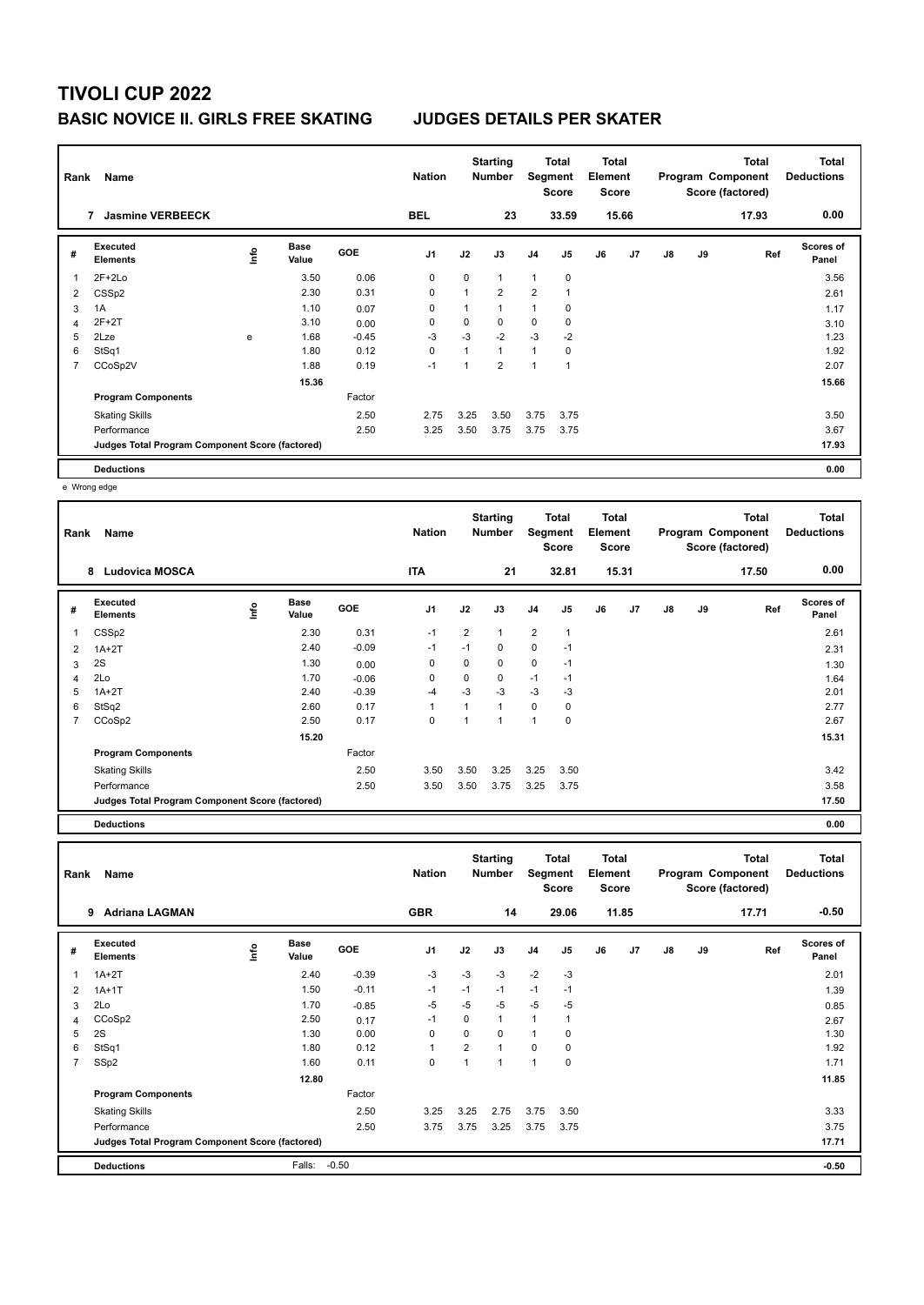# TIVOLI CUP 2022

## BASIC NOVICE II. GIRLS FREE SKATING JUDGES DETAILS PER SKATER

| Rank | Name | Nation | Starting Number | Total Segment Score | Total Element Score | Total Program Component Score (factored) | Total Deductions |
|---|---|---|---|---|---|---|---|
| 7 | Jasmine VERBEECK | BEL | 23 | 33.59 | 15.66 | 17.93 | 0.00 |

| # | Executed Elements | Info | Base Value | GOE | J1 | J2 | J3 | J4 | J5 | J6 | J7 | J8 | J9 | Ref | Scores of Panel |
|---|---|---|---|---|---|---|---|---|---|---|---|---|---|---|---|
| 1 | 2F+2Lo | | 3.50 | 0.06 | 0 | 0 | 1 | 1 | 0 | | | | | | 3.56 |
| 2 | CSSp2 | | 2.30 | 0.31 | 0 | 1 | 2 | 2 | 1 | | | | | | 2.61 |
| 3 | 1A | | 1.10 | 0.07 | 0 | 1 | 1 | 1 | 0 | | | | | | 1.17 |
| 4 | 2F+2T | | 3.10 | 0.00 | 0 | 0 | 0 | 0 | 0 | | | | | | 3.10 |
| 5 | 2Lze | e | 1.68 | -0.45 | -3 | -3 | -2 | -3 | -2 | | | | | | 1.23 |
| 6 | StSq1 | | 1.80 | 0.12 | 0 | 1 | 1 | 1 | 0 | | | | | | 1.92 |
| 7 | CCoSp2V | | 1.88 | 0.19 | -1 | 1 | 2 | 1 | 1 | | | | | | 2.07 |
| | | | 15.36 | | | | | | | | | | | | 15.66 |
| | **Program Components** | | | Factor | | | | | | | | | | | |
| | Skating Skills | | | 2.50 | 2.75 | 3.25 | 3.50 | 3.75 | 3.75 | | | | | | 3.50 |
| | Performance | | | 2.50 | 3.25 | 3.50 | 3.75 | 3.75 | 3.75 | | | | | | 3.67 |
| | **Judges Total Program Component Score (factored)** | | | | | | | | | | | | | | 17.93 |
| | **Deductions** | | | | | | | | | | | | | | 0.00 |

e Wrong edge

| Rank | Name | Nation | Starting Number | Total Segment Score | Total Element Score | Total Program Component Score (factored) | Total Deductions |
|---|---|---|---|---|---|---|---|
| 8 | Ludovica MOSCA | ITA | 21 | 32.81 | 15.31 | 17.50 | 0.00 |

| # | Executed Elements | Info | Base Value | GOE | J1 | J2 | J3 | J4 | J5 | J6 | J7 | J8 | J9 | Ref | Scores of Panel |
|---|---|---|---|---|---|---|---|---|---|---|---|---|---|---|---|
| 1 | CSSp2 | | 2.30 | 0.31 | -1 | 2 | 1 | 2 | 1 | | | | | | 2.61 |
| 2 | 1A+2T | | 2.40 | -0.09 | -1 | -1 | 0 | 0 | -1 | | | | | | 2.31 |
| 3 | 2S | | 1.30 | 0.00 | 0 | 0 | 0 | 0 | -1 | | | | | | 1.30 |
| 4 | 2Lo | | 1.70 | -0.06 | 0 | 0 | 0 | -1 | -1 | | | | | | 1.64 |
| 5 | 1A+2T | | 2.40 | -0.39 | -4 | -3 | -3 | -3 | -3 | | | | | | 2.01 |
| 6 | StSq2 | | 2.60 | 0.17 | 1 | 1 | 1 | 0 | 0 | | | | | | 2.77 |
| 7 | CCoSp2 | | 2.50 | 0.17 | 0 | 1 | 1 | 1 | 0 | | | | | | 2.67 |
| | | | 15.20 | | | | | | | | | | | | 15.31 |
| | **Program Components** | | | Factor | | | | | | | | | | | |
| | Skating Skills | | | 2.50 | 3.50 | 3.50 | 3.25 | 3.25 | 3.50 | | | | | | 3.42 |
| | Performance | | | 2.50 | 3.50 | 3.50 | 3.75 | 3.25 | 3.75 | | | | | | 3.58 |
| | **Judges Total Program Component Score (factored)** | | | | | | | | | | | | | | 17.50 |
| | **Deductions** | | | | | | | | | | | | | | 0.00 |

| Rank | Name | Nation | Starting Number | Total Segment Score | Total Element Score | Total Program Component Score (factored) | Total Deductions |
|---|---|---|---|---|---|---|---|
| 9 | Adriana LAGMAN | GBR | 14 | 29.06 | 11.85 | 17.71 | -0.50 |

| # | Executed Elements | Info | Base Value | GOE | J1 | J2 | J3 | J4 | J5 | J6 | J7 | J8 | J9 | Ref | Scores of Panel |
|---|---|---|---|---|---|---|---|---|---|---|---|---|---|---|---|
| 1 | 1A+2T | | 2.40 | -0.39 | -3 | -3 | -3 | -2 | -3 | | | | | | 2.01 |
| 2 | 1A+1T | | 1.50 | -0.11 | -1 | -1 | -1 | -1 | -1 | | | | | | 1.39 |
| 3 | 2Lo | | 1.70 | -0.85 | -5 | -5 | -5 | -5 | -5 | | | | | | 0.85 |
| 4 | CCoSp2 | | 2.50 | 0.17 | -1 | 0 | 1 | 1 | 1 | | | | | | 2.67 |
| 5 | 2S | | 1.30 | 0.00 | 0 | 0 | 0 | 1 | 0 | | | | | | 1.30 |
| 6 | StSq1 | | 1.80 | 0.12 | 1 | 2 | 1 | 0 | 0 | | | | | | 1.92 |
| 7 | SSp2 | | 1.60 | 0.11 | 0 | 1 | 1 | 1 | 0 | | | | | | 1.71 |
| | | | 12.80 | | | | | | | | | | | | 11.85 |
| | **Program Components** | | | Factor | | | | | | | | | | | |
| | Skating Skills | | | 2.50 | 3.25 | 3.25 | 2.75 | 3.75 | 3.50 | | | | | | 3.33 |
| | Performance | | | 2.50 | 3.75 | 3.75 | 3.25 | 3.75 | 3.75 | | | | | | 3.75 |
| | **Judges Total Program Component Score (factored)** | | | | | | | | | | | | | | 17.71 |
| | **Deductions** | | Falls: | -0.50 | | | | | | | | | | | -0.50 |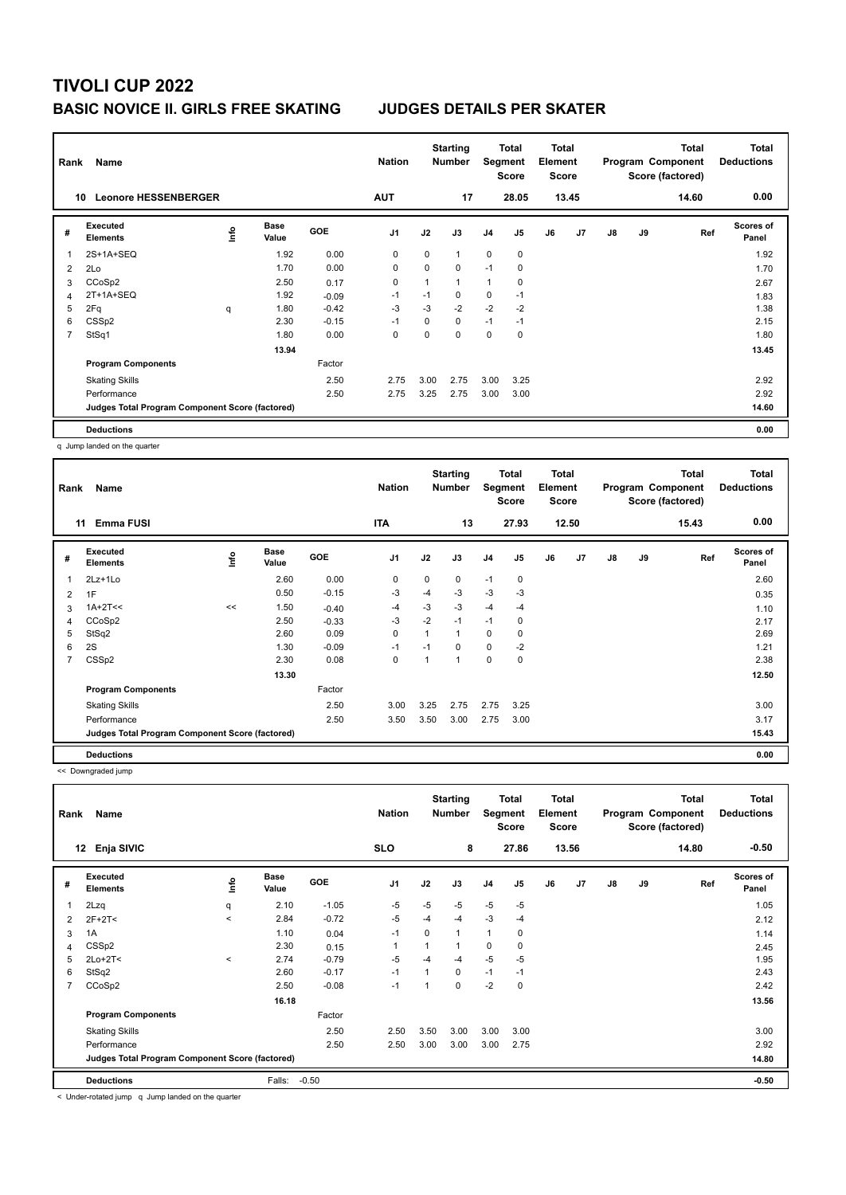# TIVOLI CUP 2022

## BASIC NOVICE II. GIRLS FREE SKATING JUDGES DETAILS PER SKATER

| Rank | Name | | | | Nation | | Starting Number | | Total Segment Score | | Total Element Score | | | Total Program Component Score (factored) | | Total Deductions |
|---|---|---|---|---|---|---|---|---|---|---|---|---|---|---|---|---|
| 10 | Leonore HESSENBERGER | | | | AUT | | 17 | | 28.05 | | 13.45 | | | 14.60 | | 0.00 |

| # | Executed Elements | Info | Base Value | GOE | J1 | J2 | J3 | J4 | J5 | J6 | J7 | J8 | J9 | Ref | Scores of Panel |
|---|---|---|---|---|---|---|---|---|---|---|---|---|---|---|---|
| 1 | 2S+1A+SEQ | | 1.92 | 0.00 | 0 | 0 | 1 | 0 | 0 | | | | | | 1.92 |
| 2 | 2Lo | | 1.70 | 0.00 | 0 | 0 | 0 | -1 | 0 | | | | | | 1.70 |
| 3 | CCoSp2 | | 2.50 | 0.17 | 0 | 1 | 1 | 1 | 0 | | | | | | 2.67 |
| 4 | 2T+1A+SEQ | | 1.92 | -0.09 | -1 | -1 | 0 | 0 | -1 | | | | | | 1.83 |
| 5 | 2Fq | q | 1.80 | -0.42 | -3 | -3 | -2 | -2 | -2 | | | | | | 1.38 |
| 6 | CSSp2 | | 2.30 | -0.15 | -1 | 0 | 0 | -1 | -1 | | | | | | 2.15 |
| 7 | StSq1 | | 1.80 | 0.00 | 0 | 0 | 0 | 0 | 0 | | | | | | 1.80 |
| | | | 13.94 | | | | | | | | | | | | 13.45 |
| | Program Components | | | Factor | | | | | | | | | | | |
| | Skating Skills | | | 2.50 | 2.75 | 3.00 | 2.75 | 3.00 | 3.25 | | | | | | 2.92 |
| | Performance | | | 2.50 | 2.75 | 3.25 | 2.75 | 3.00 | 3.00 | | | | | | 2.92 |
| | Judges Total Program Component Score (factored) | | | | | | | | | | | | | | 14.60 |
| | Deductions | | | | | | | | | | | | | | 0.00 |

q Jump landed on the quarter

| Rank | Name | | | | Nation | | Starting Number | | Total Segment Score | | Total Element Score | | | Total Program Component Score (factored) | | Total Deductions |
|---|---|---|---|---|---|---|---|---|---|---|---|---|---|---|---|---|
| 11 | Emma FUSI | | | | ITA | | 13 | | 27.93 | | 12.50 | | | 15.43 | | 0.00 |

| # | Executed Elements | Info | Base Value | GOE | J1 | J2 | J3 | J4 | J5 | J6 | J7 | J8 | J9 | Ref | Scores of Panel |
|---|---|---|---|---|---|---|---|---|---|---|---|---|---|---|---|
| 1 | 2Lz+1Lo | | 2.60 | 0.00 | 0 | 0 | 0 | -1 | 0 | | | | | | 2.60 |
| 2 | 1F | | 0.50 | -0.15 | -3 | -4 | -3 | -3 | -3 | | | | | | 0.35 |
| 3 | 1A+2T<< | << | 1.50 | -0.40 | -4 | -3 | -3 | -4 | -4 | | | | | | 1.10 |
| 4 | CCoSp2 | | 2.50 | -0.33 | -3 | -2 | -1 | -1 | 0 | | | | | | 2.17 |
| 5 | StSq2 | | 2.60 | 0.09 | 0 | 1 | 1 | 0 | 0 | | | | | | 2.69 |
| 6 | 2S | | 1.30 | -0.09 | -1 | -1 | 0 | 0 | -2 | | | | | | 1.21 |
| 7 | CSSp2 | | 2.30 | 0.08 | 0 | 1 | 1 | 0 | 0 | | | | | | 2.38 |
| | | | 13.30 | | | | | | | | | | | | 12.50 |
| | Program Components | | | Factor | | | | | | | | | | | |
| | Skating Skills | | | 2.50 | 3.00 | 3.25 | 2.75 | 2.75 | 3.25 | | | | | | 3.00 |
| | Performance | | | 2.50 | 3.50 | 3.50 | 3.00 | 2.75 | 3.00 | | | | | | 3.17 |
| | Judges Total Program Component Score (factored) | | | | | | | | | | | | | | 15.43 |
| | Deductions | | | | | | | | | | | | | | 0.00 |

<< Downgraded jump

| Rank | Name | | | | Nation | | Starting Number | | Total Segment Score | | Total Element Score | | | Total Program Component Score (factored) | | Total Deductions |
|---|---|---|---|---|---|---|---|---|---|---|---|---|---|---|---|---|
| 12 | Enja SIVIC | | | | SLO | | 8 | | 27.86 | | 13.56 | | | 14.80 | | -0.50 |

| # | Executed Elements | Info | Base Value | GOE | J1 | J2 | J3 | J4 | J5 | J6 | J7 | J8 | J9 | Ref | Scores of Panel |
|---|---|---|---|---|---|---|---|---|---|---|---|---|---|---|---|
| 1 | 2Lzq | q | 2.10 | -1.05 | -5 | -5 | -5 | -5 | -5 | | | | | | 1.05 |
| 2 | 2F+2T< | < | 2.84 | -0.72 | -5 | -4 | -4 | -3 | -4 | | | | | | 2.12 |
| 3 | 1A | | 1.10 | 0.04 | -1 | 0 | 1 | 1 | 0 | | | | | | 1.14 |
| 4 | CSSp2 | | 2.30 | 0.15 | 1 | 1 | 1 | 0 | 0 | | | | | | 2.45 |
| 5 | 2Lo+2T< | < | 2.74 | -0.79 | -5 | -4 | -4 | -5 | -5 | | | | | | 1.95 |
| 6 | StSq2 | | 2.60 | -0.17 | -1 | 1 | 0 | -1 | -1 | | | | | | 2.43 |
| 7 | CCoSp2 | | 2.50 | -0.08 | -1 | 1 | 0 | -2 | 0 | | | | | | 2.42 |
| | | | 16.18 | | | | | | | | | | | | 13.56 |
| | Program Components | | | Factor | | | | | | | | | | | |
| | Skating Skills | | | 2.50 | 2.50 | 3.50 | 3.00 | 3.00 | 3.00 | | | | | | 3.00 |
| | Performance | | | 2.50 | 2.50 | 3.00 | 3.00 | 3.00 | 2.75 | | | | | | 2.92 |
| | Judges Total Program Component Score (factored) | | | | | | | | | | | | | | 14.80 |
| | Deductions | | Falls: | -0.50 | | | | | | | | | | | -0.50 |

< Under-rotated jump q Jump landed on the quarter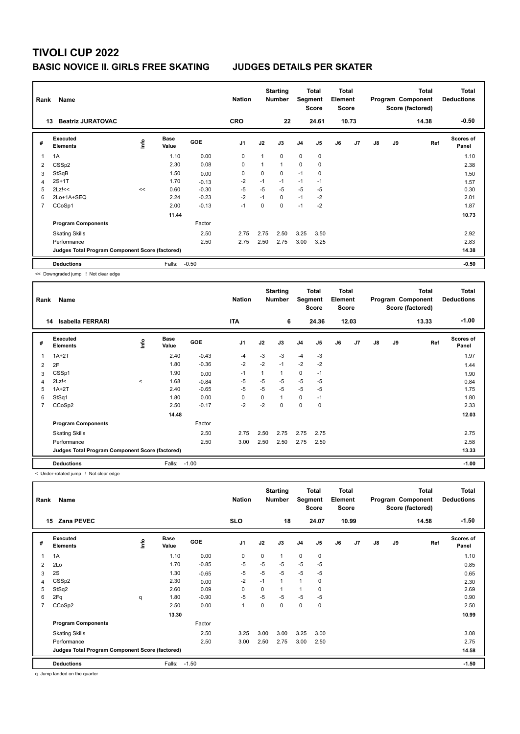# TIVOLI CUP 2022

## BASIC NOVICE II. GIRLS FREE SKATING JUDGES DETAILS PER SKATER

| Rank | Name | Nation | Starting Number | Total Segment Score | Total Element Score | Total Program Component Score (factored) | Total Deductions |
|---|---|---|---|---|---|---|---|
| 13 | Beatriz JURATOVAC | CRO | 22 | 24.61 | 10.73 | 14.38 | -0.50 |

| # | Executed Elements | Info | Base Value | GOE | J1 | J2 | J3 | J4 | J5 | J6 | J7 | J8 | J9 | Ref | Scores of Panel |
|---|---|---|---|---|---|---|---|---|---|---|---|---|---|---|---|
| 1 | 1A | | 1.10 | 0.00 | 0 | 1 | 0 | 0 | 0 | | | | | | 1.10 |
| 2 | CSSp2 | | 2.30 | 0.08 | 0 | 1 | 1 | 0 | 0 | | | | | | 2.38 |
| 3 | StSqB | | 1.50 | 0.00 | 0 | 0 | 0 | -1 | 0 | | | | | | 1.50 |
| 4 | 2S+1T | | 1.70 | -0.13 | -2 | -1 | -1 | -1 | -1 | | | | | | 1.57 |
| 5 | 2Lz!<< | << | 0.60 | -0.30 | -5 | -5 | -5 | -5 | -5 | | | | | | 0.30 |
| 6 | 2Lo+1A+SEQ | | 2.24 | -0.23 | -2 | -1 | 0 | -1 | -2 | | | | | | 2.01 |
| 7 | CCoSp1 | | 2.00 | -0.13 | -1 | 0 | 0 | -1 | -2 | | | | | | 1.87 |
| | | | 11.44 | | | | | | | | | | | | 10.73 |
| | **Program Components** | | | Factor | | | | | | | | | | | |
| | Skating Skills | | | 2.50 | 2.75 | 2.75 | 2.50 | 3.25 | 3.50 | | | | | | 2.92 |
| | Performance | | | 2.50 | 2.75 | 2.50 | 2.75 | 3.00 | 3.25 | | | | | | 2.83 |
| | **Judges Total Program Component Score (factored)** | | | | | | | | | | | | | | 14.38 |
| | **Deductions** | | Falls: | -0.50 | | | | | | | | | | | -0.50 |

<< Downgraded jump ! Not clear edge

| Rank | Name | Nation | Starting Number | Total Segment Score | Total Element Score | Total Program Component Score (factored) | Total Deductions |
|---|---|---|---|---|---|---|---|
| 14 | Isabella FERRARI | ITA | 6 | 24.36 | 12.03 | 13.33 | -1.00 |

| # | Executed Elements | Info | Base Value | GOE | J1 | J2 | J3 | J4 | J5 | J6 | J7 | J8 | J9 | Ref | Scores of Panel |
|---|---|---|---|---|---|---|---|---|---|---|---|---|---|---|---|
| 1 | 1A+2T | | 2.40 | -0.43 | -4 | -3 | -3 | -4 | -3 | | | | | | 1.97 |
| 2 | 2F | | 1.80 | -0.36 | -2 | -2 | -1 | -2 | -2 | | | | | | 1.44 |
| 3 | CSSp1 | | 1.90 | 0.00 | -1 | 1 | 1 | 0 | -1 | | | | | | 1.90 |
| 4 | 2Lz!< | < | 1.68 | -0.84 | -5 | -5 | -5 | -5 | -5 | | | | | | 0.84 |
| 5 | 1A+2T | | 2.40 | -0.65 | -5 | -5 | -5 | -5 | -5 | | | | | | 1.75 |
| 6 | StSq1 | | 1.80 | 0.00 | 0 | 0 | 1 | 0 | -1 | | | | | | 1.80 |
| 7 | CCoSp2 | | 2.50 | -0.17 | -2 | -2 | 0 | 0 | 0 | | | | | | 2.33 |
| | | | 14.48 | | | | | | | | | | | | 12.03 |
| | **Program Components** | | | Factor | | | | | | | | | | | |
| | Skating Skills | | | 2.50 | 2.75 | 2.50 | 2.75 | 2.75 | 2.75 | | | | | | 2.75 |
| | Performance | | | 2.50 | 3.00 | 2.50 | 2.50 | 2.75 | 2.50 | | | | | | 2.58 |
| | **Judges Total Program Component Score (factored)** | | | | | | | | | | | | | | 13.33 |
| | **Deductions** | | Falls: | -1.00 | | | | | | | | | | | -1.00 |

< Under-rotated jump ! Not clear edge

| Rank | Name | Nation | Starting Number | Total Segment Score | Total Element Score | Total Program Component Score (factored) | Total Deductions |
|---|---|---|---|---|---|---|---|
| 15 | Zana PEVEC | SLO | 18 | 24.07 | 10.99 | 14.58 | -1.50 |

| # | Executed Elements | Info | Base Value | GOE | J1 | J2 | J3 | J4 | J5 | J6 | J7 | J8 | J9 | Ref | Scores of Panel |
|---|---|---|---|---|---|---|---|---|---|---|---|---|---|---|---|
| 1 | 1A | | 1.10 | 0.00 | 0 | 0 | 1 | 0 | 0 | | | | | | 1.10 |
| 2 | 2Lo | | 1.70 | -0.85 | -5 | -5 | -5 | -5 | -5 | | | | | | 0.85 |
| 3 | 2S | | 1.30 | -0.65 | -5 | -5 | -5 | -5 | -5 | | | | | | 0.65 |
| 4 | CSSp2 | | 2.30 | 0.00 | -2 | -1 | 1 | 1 | 0 | | | | | | 2.30 |
| 5 | StSq2 | | 2.60 | 0.09 | 0 | 0 | 1 | 1 | 0 | | | | | | 2.69 |
| 6 | 2Fq | q | 1.80 | -0.90 | -5 | -5 | -5 | -5 | -5 | | | | | | 0.90 |
| 7 | CCoSp2 | | 2.50 | 0.00 | 1 | 0 | 0 | 0 | 0 | | | | | | 2.50 |
| | | | 13.30 | | | | | | | | | | | | 10.99 |
| | **Program Components** | | | Factor | | | | | | | | | | | |
| | Skating Skills | | | 2.50 | 3.25 | 3.00 | 3.00 | 3.25 | 3.00 | | | | | | 3.08 |
| | Performance | | | 2.50 | 3.00 | 2.50 | 2.75 | 3.00 | 2.50 | | | | | | 2.75 |
| | **Judges Total Program Component Score (factored)** | | | | | | | | | | | | | | 14.58 |
| | **Deductions** | | Falls: | -1.50 | | | | | | | | | | | -1.50 |

q Jump landed on the quarter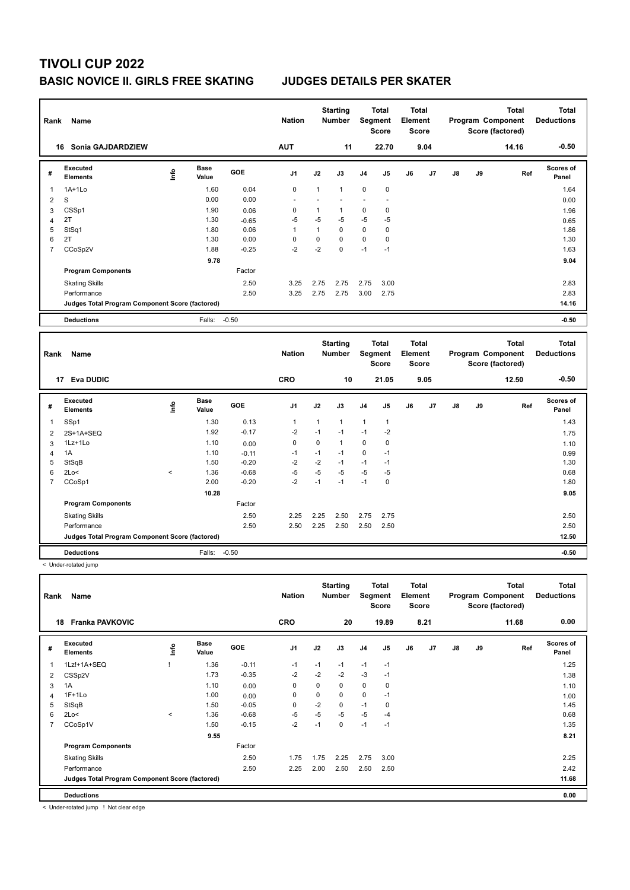# TIVOLI CUP 2022

## BASIC NOVICE II. GIRLS FREE SKATING JUDGES DETAILS PER SKATER

| Rank | Name | Nation | Starting Number | Total Segment Score | Total Element Score | Total Program Component Score (factored) | Total Deductions |
|---|---|---|---|---|---|---|---|
| 16 | Sonia GAJDARDZIEW | AUT | 11 | 22.70 | 9.04 | 14.16 | -0.50 |

| # | Executed Elements | Info | Base Value | GOE | J1 | J2 | J3 | J4 | J5 | J6 | J7 | J8 | J9 | Ref | Scores of Panel |
|---|---|---|---|---|---|---|---|---|---|---|---|---|---|---|---|
| 1 | 1A+1Lo | | 1.60 | 0.04 | 0 | 1 | 1 | 0 | 0 | | | | | | 1.64 |
| 2 | S | | 0.00 | 0.00 | - | - | - | - | - | | | | | | 0.00 |
| 3 | CSSp1 | | 1.90 | 0.06 | 0 | 1 | 1 | 0 | 0 | | | | | | 1.96 |
| 4 | 2T | | 1.30 | -0.65 | -5 | -5 | -5 | -5 | -5 | | | | | | 0.65 |
| 5 | StSq1 | | 1.80 | 0.06 | 1 | 1 | 0 | 0 | 0 | | | | | | 1.86 |
| 6 | 2T | | 1.30 | 0.00 | 0 | 0 | 0 | 0 | 0 | | | | | | 1.30 |
| 7 | CCoSp2V | | 1.88 | -0.25 | -2 | -2 | 0 | -1 | -1 | | | | | | 1.63 |
| | | | 9.78 | | | | | | | | | | | | 9.04 |
| | **Program Components** | | | Factor | | | | | | | | | | | |
| | Skating Skills | | | 2.50 | 3.25 | 2.75 | 2.75 | 2.75 | 3.00 | | | | | | 2.83 |
| | Performance | | | 2.50 | 3.25 | 2.75 | 2.75 | 3.00 | 2.75 | | | | | | 2.83 |
| | Judges Total Program Component Score (factored) | | | | | | | | | | | | | | 14.16 |
| | **Deductions** | | Falls: | -0.50 | | | | | | | | | | | -0.50 |

| Rank | Name | Nation | Starting Number | Total Segment Score | Total Element Score | Total Program Component Score (factored) | Total Deductions |
|---|---|---|---|---|---|---|---|
| 17 | Eva DUDIC | CRO | 10 | 21.05 | 9.05 | 12.50 | -0.50 |

| # | Executed Elements | Info | Base Value | GOE | J1 | J2 | J3 | J4 | J5 | J6 | J7 | J8 | J9 | Ref | Scores of Panel |
|---|---|---|---|---|---|---|---|---|---|---|---|---|---|---|---|
| 1 | SSp1 | | 1.30 | 0.13 | 1 | 1 | 1 | 1 | 1 | | | | | | 1.43 |
| 2 | 2S+1A+SEQ | | 1.92 | -0.17 | -2 | -1 | -1 | -1 | -2 | | | | | | 1.75 |
| 3 | 1Lz+1Lo | | 1.10 | 0.00 | 0 | 0 | 1 | 0 | 0 | | | | | | 1.10 |
| 4 | 1A | | 1.10 | -0.11 | -1 | -1 | -1 | 0 | -1 | | | | | | 0.99 |
| 5 | StSqB | | 1.50 | -0.20 | -2 | -2 | -1 | -1 | -1 | | | | | | 1.30 |
| 6 | 2Lo< | < | 1.36 | -0.68 | -5 | -5 | -5 | -5 | -5 | | | | | | 0.68 |
| 7 | CCoSp1 | | 2.00 | -0.20 | -2 | -1 | -1 | -1 | 0 | | | | | | 1.80 |
| | | | 10.28 | | | | | | | | | | | | 9.05 |
| | **Program Components** | | | Factor | | | | | | | | | | | |
| | Skating Skills | | | 2.50 | 2.25 | 2.25 | 2.50 | 2.75 | 2.75 | | | | | | 2.50 |
| | Performance | | | 2.50 | 2.50 | 2.25 | 2.50 | 2.50 | 2.50 | | | | | | 2.50 |
| | Judges Total Program Component Score (factored) | | | | | | | | | | | | | | 12.50 |
| | **Deductions** | | Falls: | -0.50 | | | | | | | | | | | -0.50 |

< Under-rotated jump

| Rank | Name | Nation | Starting Number | Total Segment Score | Total Element Score | Total Program Component Score (factored) | Total Deductions |
|---|---|---|---|---|---|---|---|
| 18 | Franka PAVKOVIC | CRO | 20 | 19.89 | 8.21 | 11.68 | 0.00 |

| # | Executed Elements | Info | Base Value | GOE | J1 | J2 | J3 | J4 | J5 | J6 | J7 | J8 | J9 | Ref | Scores of Panel |
|---|---|---|---|---|---|---|---|---|---|---|---|---|---|---|---|
| 1 | 1Lz!+1A+SEQ | ! | 1.36 | -0.11 | -1 | -1 | -1 | -1 | -1 | | | | | | 1.25 |
| 2 | CSSp2V | | 1.73 | -0.35 | -2 | -2 | -2 | -3 | -1 | | | | | | 1.38 |
| 3 | 1A | | 1.10 | 0.00 | 0 | 0 | 0 | 0 | 0 | | | | | | 1.10 |
| 4 | 1F+1Lo | | 1.00 | 0.00 | 0 | 0 | 0 | 0 | -1 | | | | | | 1.00 |
| 5 | StSqB | | 1.50 | -0.05 | 0 | -2 | 0 | -1 | 0 | | | | | | 1.45 |
| 6 | 2Lo< | < | 1.36 | -0.68 | -5 | -5 | -5 | -5 | -4 | | | | | | 0.68 |
| 7 | CCoSp1V | | 1.50 | -0.15 | -2 | -1 | 0 | -1 | -1 | | | | | | 1.35 |
| | | | 9.55 | | | | | | | | | | | | 8.21 |
| | **Program Components** | | | Factor | | | | | | | | | | | |
| | Skating Skills | | | 2.50 | 1.75 | 1.75 | 2.25 | 2.75 | 3.00 | | | | | | 2.25 |
| | Performance | | | 2.50 | 2.25 | 2.00 | 2.50 | 2.50 | 2.50 | | | | | | 2.42 |
| | Judges Total Program Component Score (factored) | | | | | | | | | | | | | | 11.68 |
| | **Deductions** | | | | | | | | | | | | | | 0.00 |

< Under-rotated jump ! Not clear edge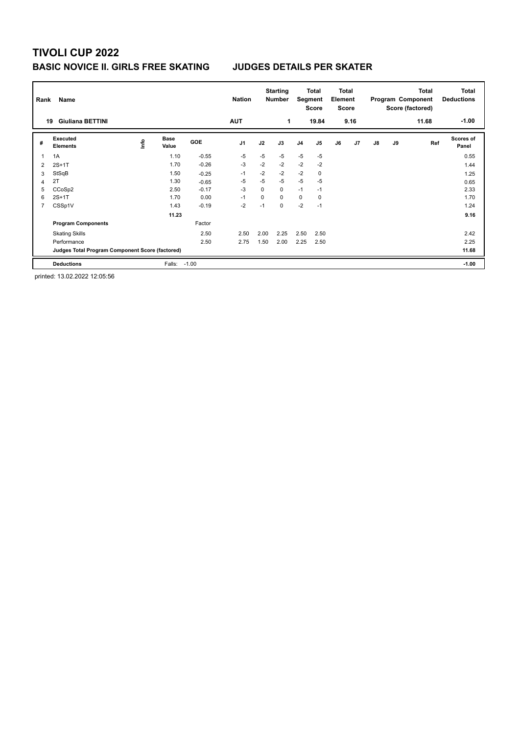# TIVOLI CUP 2022

## BASIC NOVICE II. GIRLS FREE SKATING JUDGES DETAILS PER SKATER

| Rank | Name | Nation | Starting Number | Total Segment Score | Total Element Score | Total Program Component Score (factored) | Total Deductions |
|---|---|---|---|---|---|---|---|
| 19 | Giuliana BETTINI | AUT | 1 | 19.84 | 9.16 | 11.68 | -1.00 |

| # | Executed Elements | Info | Base Value | GOE | J1 | J2 | J3 | J4 | J5 | J6 | J7 | J8 | J9 | Ref | Scores of Panel |
|---|---|---|---|---|---|---|---|---|---|---|---|---|---|---|---|
| 1 | 1A | | 1.10 | -0.55 | -5 | -5 | -5 | -5 | -5 | | | | | | 0.55 |
| 2 | 2S+1T | | 1.70 | -0.26 | -3 | -2 | -2 | -2 | -2 | | | | | | 1.44 |
| 3 | StSqB | | 1.50 | -0.25 | -1 | -2 | -2 | -2 | 0 | | | | | | 1.25 |
| 4 | 2T | | 1.30 | -0.65 | -5 | -5 | -5 | -5 | -5 | | | | | | 0.65 |
| 5 | CCoSp2 | | 2.50 | -0.17 | -3 | 0 | 0 | -1 | -1 | | | | | | 2.33 |
| 6 | 2S+1T | | 1.70 | 0.00 | -1 | 0 | 0 | 0 | 0 | | | | | | 1.70 |
| 7 | CSSp1V | | 1.43 | -0.19 | -2 | -1 | 0 | -2 | -1 | | | | | | 1.24 |
| | | | 11.23 | | | | | | | | | | | | 9.16 |
| | **Program Components** | | | Factor | | | | | | | | | | | |
| | Skating Skills | | | 2.50 | 2.50 | 2.00 | 2.25 | 2.50 | 2.50 | | | | | | 2.42 |
| | Performance | | | 2.50 | 2.75 | 1.50 | 2.00 | 2.25 | 2.50 | | | | | | 2.25 |
| | Judges Total Program Component Score (factored) | | | | | | | | | | | | | | 11.68 |
| | **Deductions** | | Falls: | -1.00 | | | | | | | | | | | -1.00 |

printed: 13.02.2022 12:05:56